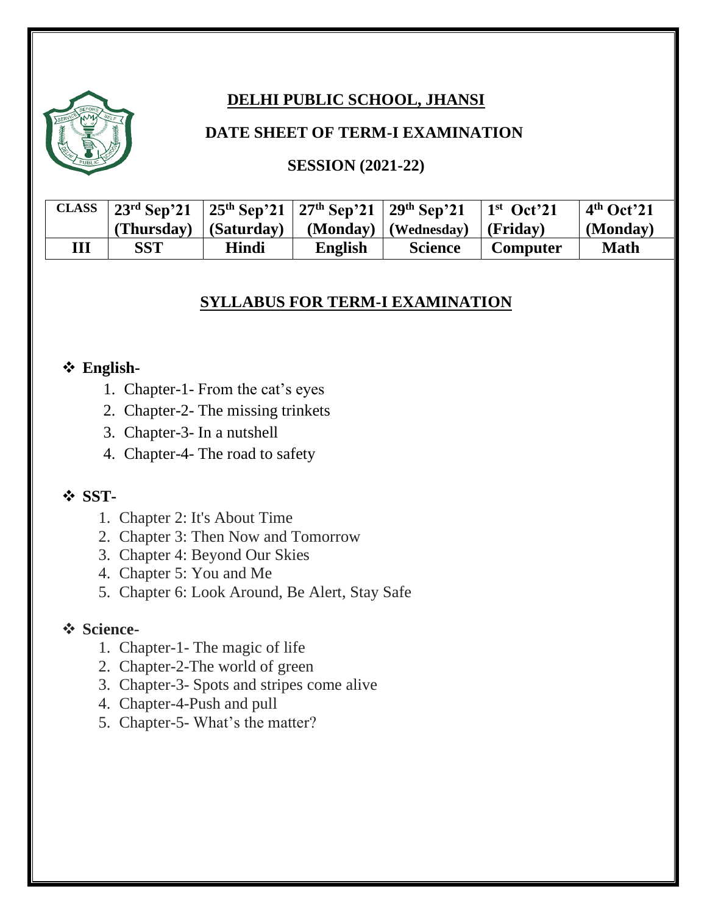# DELHI PUBLIC SCHOOL, JHANSI

## DATE SHEET OF TERM-I EXAMINATION

### SESSION (2021-22)

| CLASS | 23rd Sep'21 (Thursday) | 25th Sep'21 (Saturday) | 27th Sep'21 (Monday) | 29th Sep'21 (Wednesday) | 1st Oct'21 (Friday) | 4th Oct'21 (Monday) |
|---|---|---|---|---|---|---|
| III | SST | Hindi | English | Science | Computer | Math |

## SYLLABUS FOR TERM-I EXAMINATION

❖ **English-**

1. Chapter-1- From the cat's eyes
2. Chapter-2- The missing trinkets
3. Chapter-3- In a nutshell
4. Chapter-4- The road to safety

❖ **SST-**

1. Chapter 2: It's About Time
2. Chapter 3: Then Now and Tomorrow
3. Chapter 4: Beyond Our Skies
4. Chapter 5: You and Me
5. Chapter 6: Look Around, Be Alert, Stay Safe

❖ **Science-**

1. Chapter-1- The magic of life
2. Chapter-2-The world of green
3. Chapter-3- Spots and stripes come alive
4. Chapter-4-Push and pull
5. Chapter-5- What's the matter?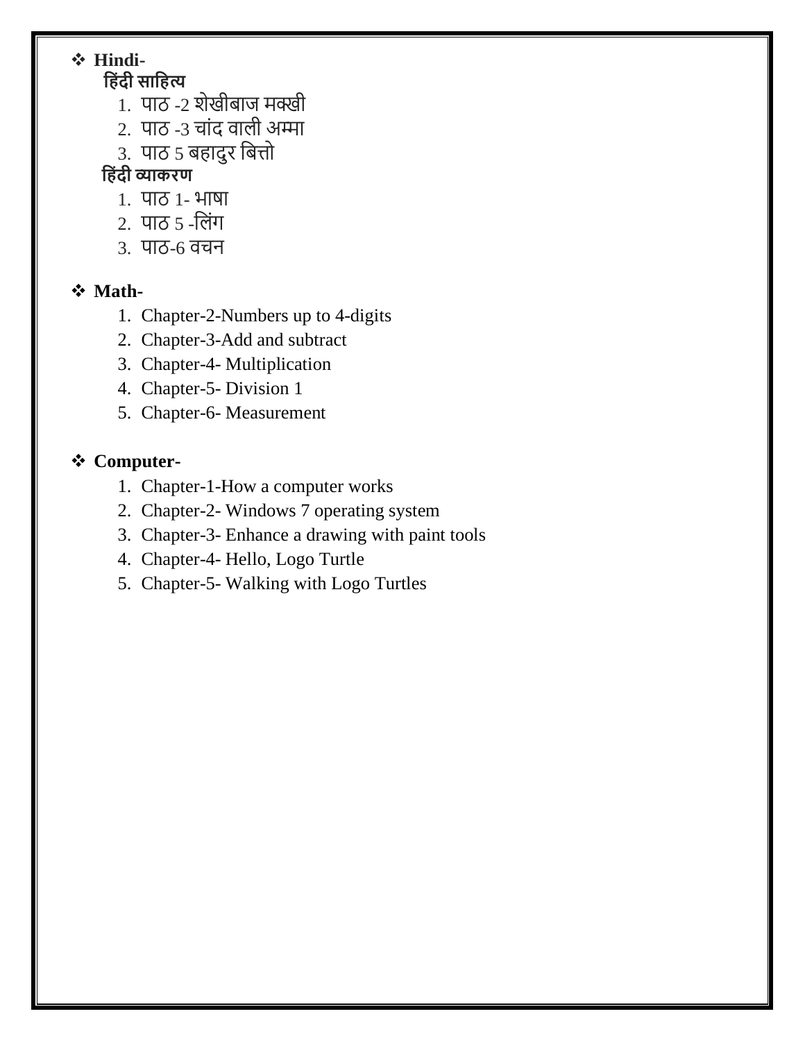- **Hindi-**

  **हिंदी साहित्य**

  1. पाठ -2 शेखीबाज मक्खी
  2. पाठ -3 चांद वाली अम्मा
  3. पाठ 5 बहादुर बित्तो

  **हिंदी व्याकरण**

  1. पाठ 1- भाषा
  2. पाठ 5 -लिंग
  3. पाठ-6 वचन

- **Math-**

  1. Chapter-2-Numbers up to 4-digits
  2. Chapter-3-Add and subtract
  3. Chapter-4- Multiplication
  4. Chapter-5- Division 1
  5. Chapter-6- Measurement

- **Computer-**

  1. Chapter-1-How a computer works
  2. Chapter-2- Windows 7 operating system
  3. Chapter-3- Enhance a drawing with paint tools
  4. Chapter-4- Hello, Logo Turtle
  5. Chapter-5- Walking with Logo Turtles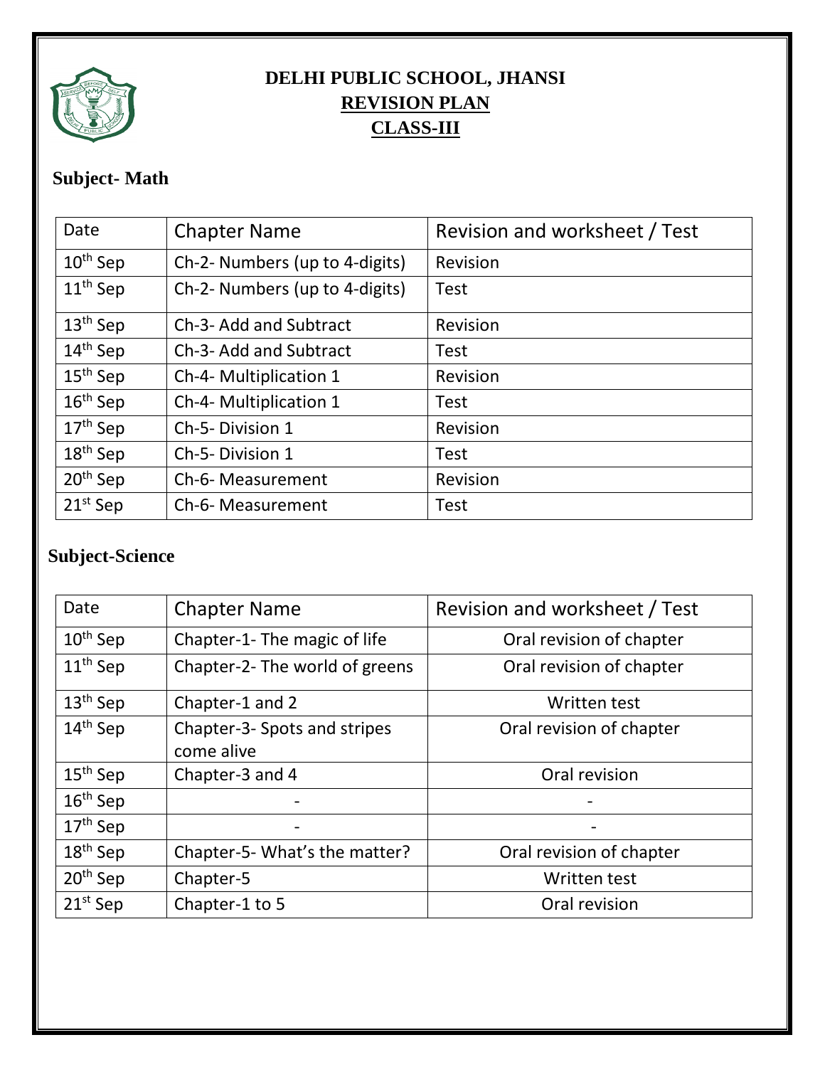# DELHI PUBLIC SCHOOL, JHANSI

## REVISION PLAN

## CLASS-III

### Subject- Math

| Date | Chapter Name | Revision and worksheet / Test |
|---|---|---|
| 10th Sep | Ch-2- Numbers (up to 4-digits) | Revision |
| 11th Sep | Ch-2- Numbers (up to 4-digits) | Test |
| 13th Sep | Ch-3- Add and Subtract | Revision |
| 14th Sep | Ch-3- Add and Subtract | Test |
| 15th Sep | Ch-4- Multiplication 1 | Revision |
| 16th Sep | Ch-4- Multiplication 1 | Test |
| 17th Sep | Ch-5- Division 1 | Revision |
| 18th Sep | Ch-5- Division 1 | Test |
| 20th Sep | Ch-6- Measurement | Revision |
| 21st Sep | Ch-6- Measurement | Test |

### Subject-Science

| Date | Chapter Name | Revision and worksheet / Test |
|---|---|---|
| 10th Sep | Chapter-1- The magic of life | Oral revision of chapter |
| 11th Sep | Chapter-2- The world of greens | Oral revision of chapter |
| 13th Sep | Chapter-1 and 2 | Written test |
| 14th Sep | Chapter-3- Spots and stripes come alive | Oral revision of chapter |
| 15th Sep | Chapter-3 and 4 | Oral revision |
| 16th Sep | - | - |
| 17th Sep | - | - |
| 18th Sep | Chapter-5- What's the matter? | Oral revision of chapter |
| 20th Sep | Chapter-5 | Written test |
| 21st Sep | Chapter-1 to 5 | Oral revision |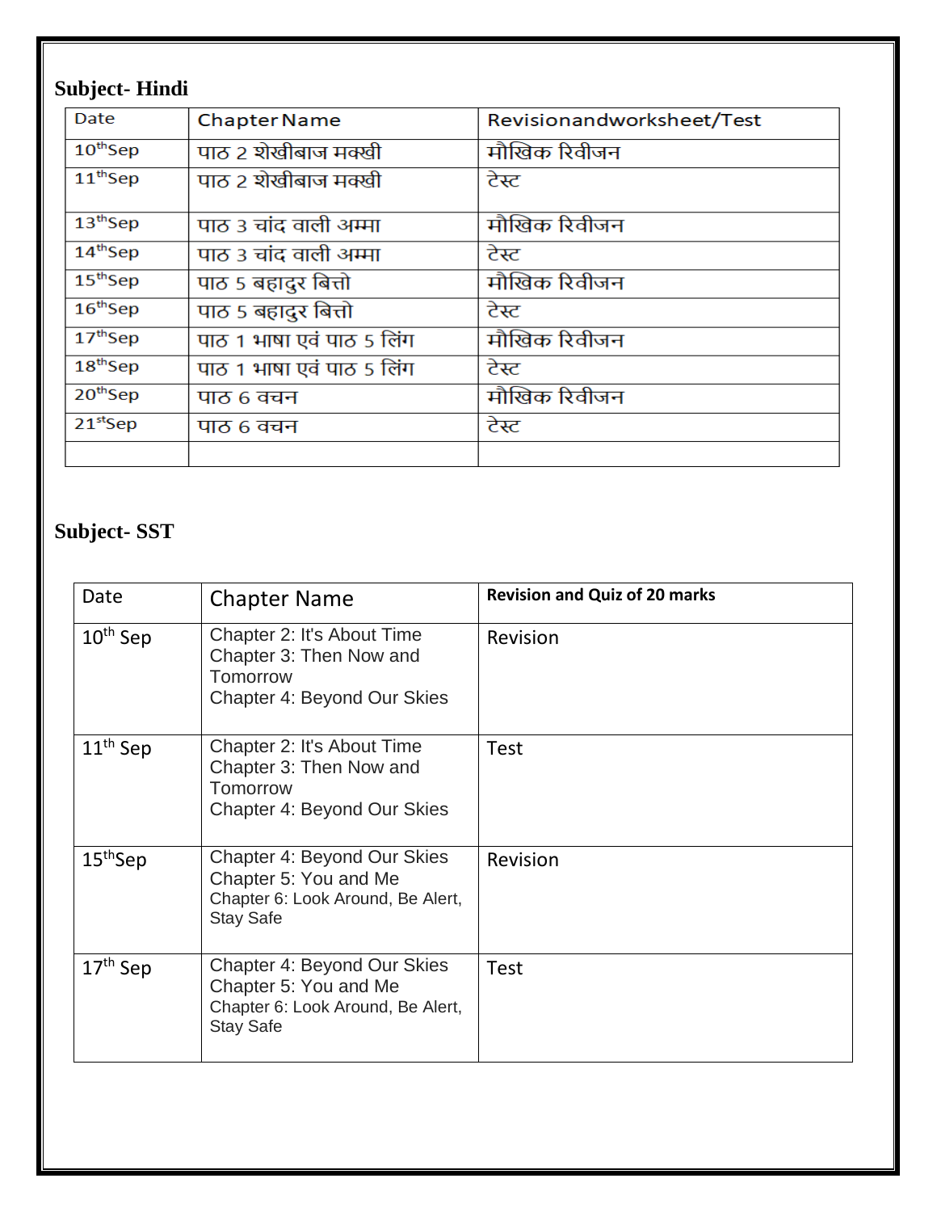**Subject- Hindi**

| Date | Chapter Name | Revisionandworksheet/Test |
|---|---|---|
| 10thSep | पाठ 2 शेखीबाज मक्खी | मौखिक रिवीजन |
| 11thSep | पाठ 2 शेखीबाज मक्खी | टेस्ट |
| 13thSep | पाठ 3 चांद वाली अम्मा | मौखिक रिवीजन |
| 14thSep | पाठ 3 चांद वाली अम्मा | टेस्ट |
| 15thSep | पाठ 5 बहादुर बित्तो | मौखिक रिवीजन |
| 16thSep | पाठ 5 बहादुर बित्तो | टेस्ट |
| 17thSep | पाठ 1 भाषा एवं पाठ 5 लिंग | मौखिक रिवीजन |
| 18thSep | पाठ 1 भाषा एवं पाठ 5 लिंग | टेस्ट |
| 20thSep | पाठ 6 वचन | मौखिक रिवीजन |
| 21stSep | पाठ 6 वचन | टेस्ट |
| | | |

**Subject- SST**

| Date | Chapter Name | **Revision and Quiz of 20 marks** |
|---|---|---|
| 10th Sep | Chapter 2: It's About Time<br>Chapter 3: Then Now and Tomorrow<br>Chapter 4: Beyond Our Skies | Revision |
| 11th Sep | Chapter 2: It's About Time<br>Chapter 3: Then Now and Tomorrow<br>Chapter 4: Beyond Our Skies | Test |
| 15thSep | Chapter 4: Beyond Our Skies<br>Chapter 5: You and Me<br>Chapter 6: Look Around, Be Alert, Stay Safe | Revision |
| 17th Sep | Chapter 4: Beyond Our Skies<br>Chapter 5: You and Me<br>Chapter 6: Look Around, Be Alert, Stay Safe | Test |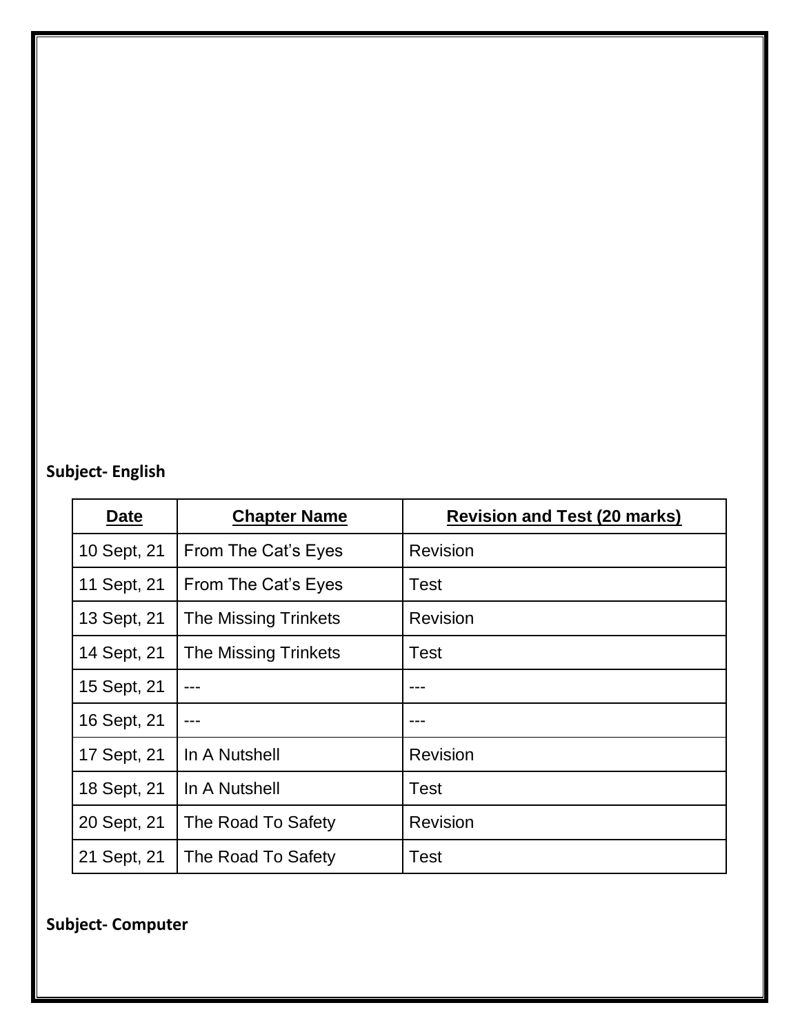**Subject- English**

| Date | Chapter Name | Revision and Test (20 marks) |
| --- | --- | --- |
| 10 Sept, 21 | From The Cat's Eyes | Revision |
| 11 Sept, 21 | From The Cat's Eyes | Test |
| 13 Sept, 21 | The Missing Trinkets | Revision |
| 14 Sept, 21 | The Missing Trinkets | Test |
| 15 Sept, 21 | --- | --- |
| 16 Sept, 21 | --- | --- |
| 17 Sept, 21 | In A Nutshell | Revision |
| 18 Sept, 21 | In A Nutshell | Test |
| 20 Sept, 21 | The Road To Safety | Revision |
| 21 Sept, 21 | The Road To Safety | Test |

**Subject- Computer**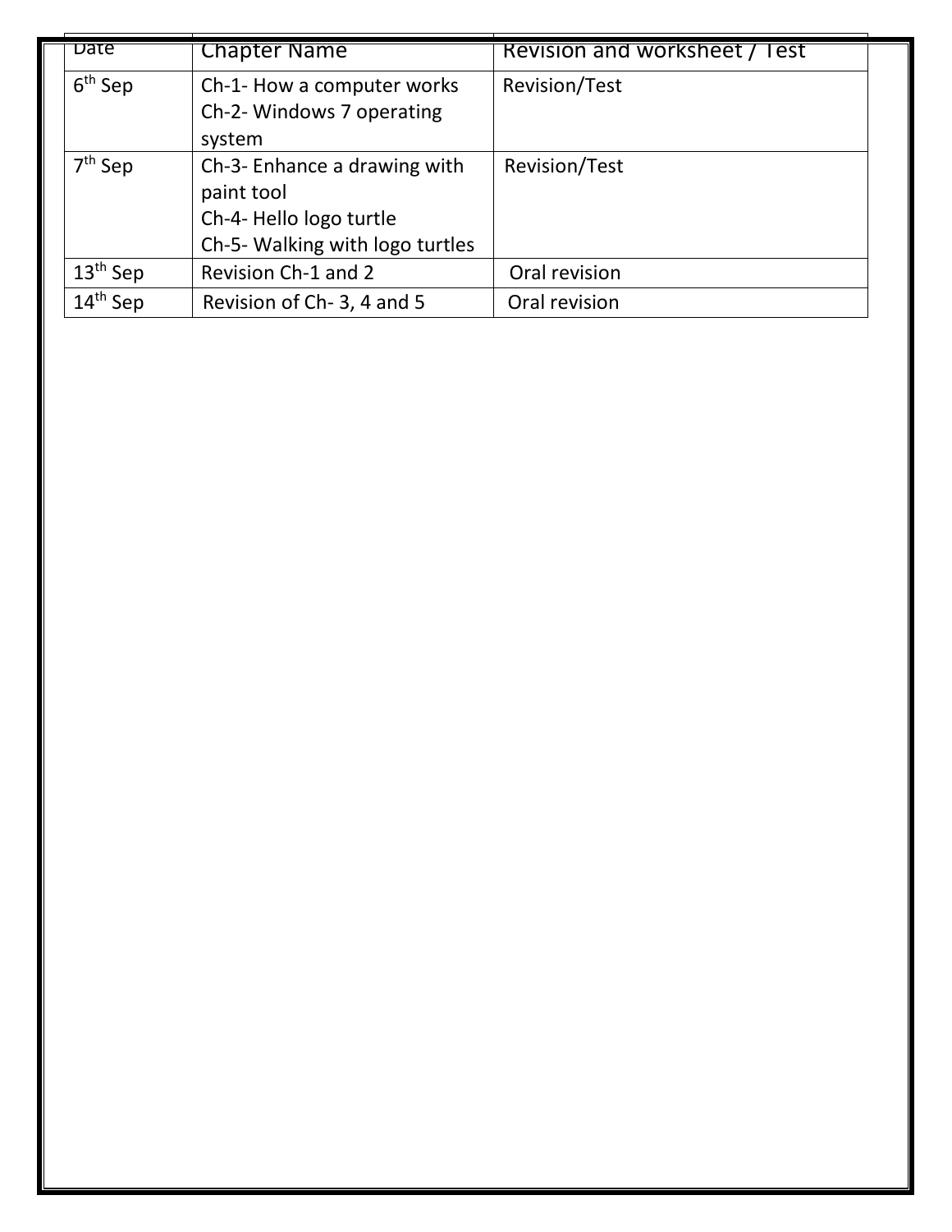| Date | Chapter Name | Revision and worksheet / Test |
|---|---|---|
| 6th Sep | Ch-1- How a computer works<br>Ch-2- Windows 7 operating system | Revision/Test |
| 7th Sep | Ch-3- Enhance a drawing with paint tool<br>Ch-4- Hello logo turtle<br>Ch-5- Walking with logo turtles | Revision/Test |
| 13th Sep | Revision Ch-1 and 2 | Oral revision |
| 14th Sep | Revision of Ch- 3, 4 and 5 | Oral revision |